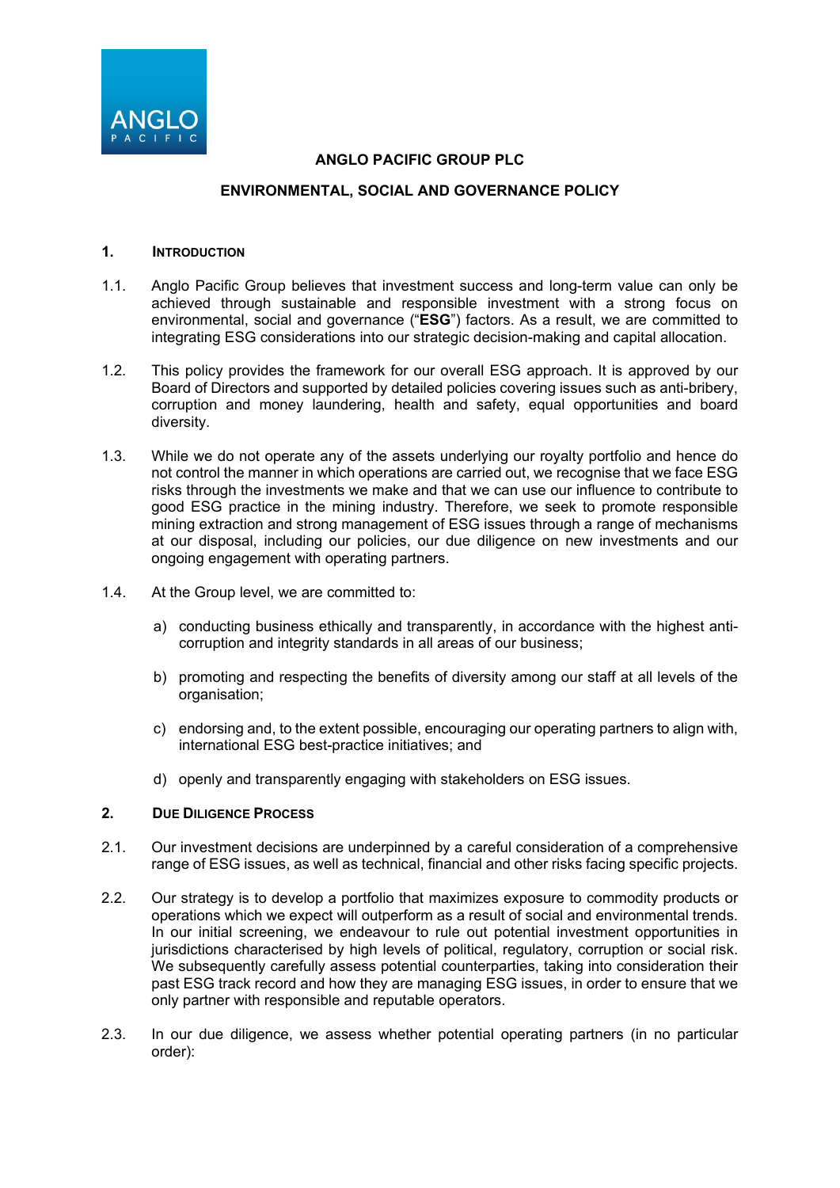# ANGLO PACIFIC GROUP PLC

## ENVIRONMENTAL, SOCIAL AND GOVERNANCE POLICY

### 1. INTRODUCTION

1.1. Anglo Pacific Group believes that investment success and long-term value can only be achieved through sustainable and responsible investment with a strong focus on environmental, social and governance ("**ESG**") factors. As a result, we are committed to integrating ESG considerations into our strategic decision-making and capital allocation.

1.2. This policy provides the framework for our overall ESG approach. It is approved by our Board of Directors and supported by detailed policies covering issues such as anti-bribery, corruption and money laundering, health and safety, equal opportunities and board diversity.

1.3. While we do not operate any of the assets underlying our royalty portfolio and hence do not control the manner in which operations are carried out, we recognise that we face ESG risks through the investments we make and that we can use our influence to contribute to good ESG practice in the mining industry. Therefore, we seek to promote responsible mining extraction and strong management of ESG issues through a range of mechanisms at our disposal, including our policies, our due diligence on new investments and our ongoing engagement with operating partners.

1.4. At the Group level, we are committed to:

a) conducting business ethically and transparently, in accordance with the highest anti-corruption and integrity standards in all areas of our business;

b) promoting and respecting the benefits of diversity among our staff at all levels of the organisation;

c) endorsing and, to the extent possible, encouraging our operating partners to align with, international ESG best-practice initiatives; and

d) openly and transparently engaging with stakeholders on ESG issues.

### 2. DUE DILIGENCE PROCESS

2.1. Our investment decisions are underpinned by a careful consideration of a comprehensive range of ESG issues, as well as technical, financial and other risks facing specific projects.

2.2. Our strategy is to develop a portfolio that maximizes exposure to commodity products or operations which we expect will outperform as a result of social and environmental trends. In our initial screening, we endeavour to rule out potential investment opportunities in jurisdictions characterised by high levels of political, regulatory, corruption or social risk. We subsequently carefully assess potential counterparties, taking into consideration their past ESG track record and how they are managing ESG issues, in order to ensure that we only partner with responsible and reputable operators.

2.3. In our due diligence, we assess whether potential operating partners (in no particular order):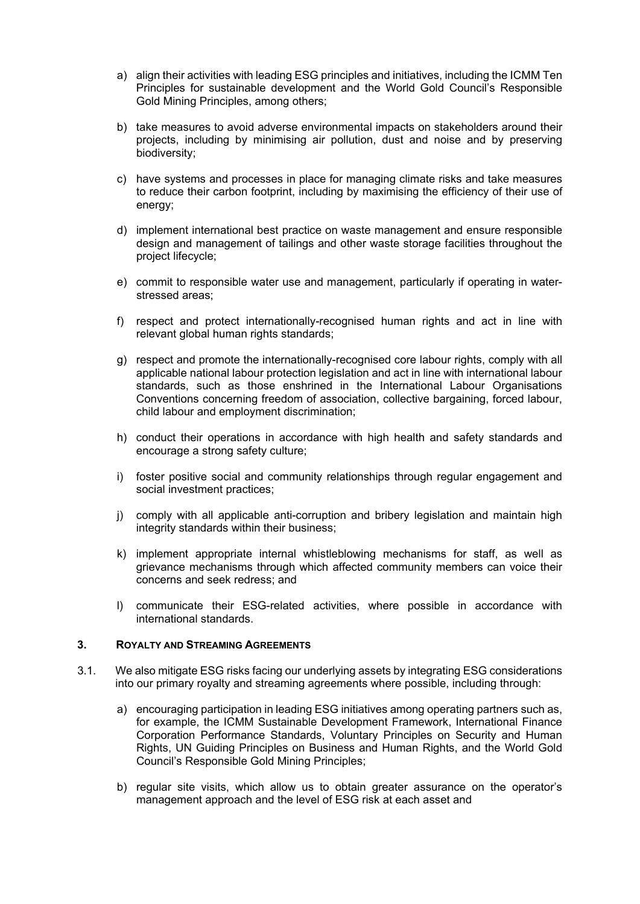a) align their activities with leading ESG principles and initiatives, including the ICMM Ten Principles for sustainable development and the World Gold Council's Responsible Gold Mining Principles, among others;

b) take measures to avoid adverse environmental impacts on stakeholders around their projects, including by minimising air pollution, dust and noise and by preserving biodiversity;

c) have systems and processes in place for managing climate risks and take measures to reduce their carbon footprint, including by maximising the efficiency of their use of energy;

d) implement international best practice on waste management and ensure responsible design and management of tailings and other waste storage facilities throughout the project lifecycle;

e) commit to responsible water use and management, particularly if operating in water-stressed areas;

f) respect and protect internationally-recognised human rights and act in line with relevant global human rights standards;

g) respect and promote the internationally-recognised core labour rights, comply with all applicable national labour protection legislation and act in line with international labour standards, such as those enshrined in the International Labour Organisations Conventions concerning freedom of association, collective bargaining, forced labour, child labour and employment discrimination;

h) conduct their operations in accordance with high health and safety standards and encourage a strong safety culture;

i) foster positive social and community relationships through regular engagement and social investment practices;

j) comply with all applicable anti-corruption and bribery legislation and maintain high integrity standards within their business;

k) implement appropriate internal whistleblowing mechanisms for staff, as well as grievance mechanisms through which affected community members can voice their concerns and seek redress; and

l) communicate their ESG-related activities, where possible in accordance with international standards.

## 3. ROYALTY AND STREAMING AGREEMENTS

3.1. We also mitigate ESG risks facing our underlying assets by integrating ESG considerations into our primary royalty and streaming agreements where possible, including through:

a) encouraging participation in leading ESG initiatives among operating partners such as, for example, the ICMM Sustainable Development Framework, International Finance Corporation Performance Standards, Voluntary Principles on Security and Human Rights, UN Guiding Principles on Business and Human Rights, and the World Gold Council's Responsible Gold Mining Principles;

b) regular site visits, which allow us to obtain greater assurance on the operator's management approach and the level of ESG risk at each asset and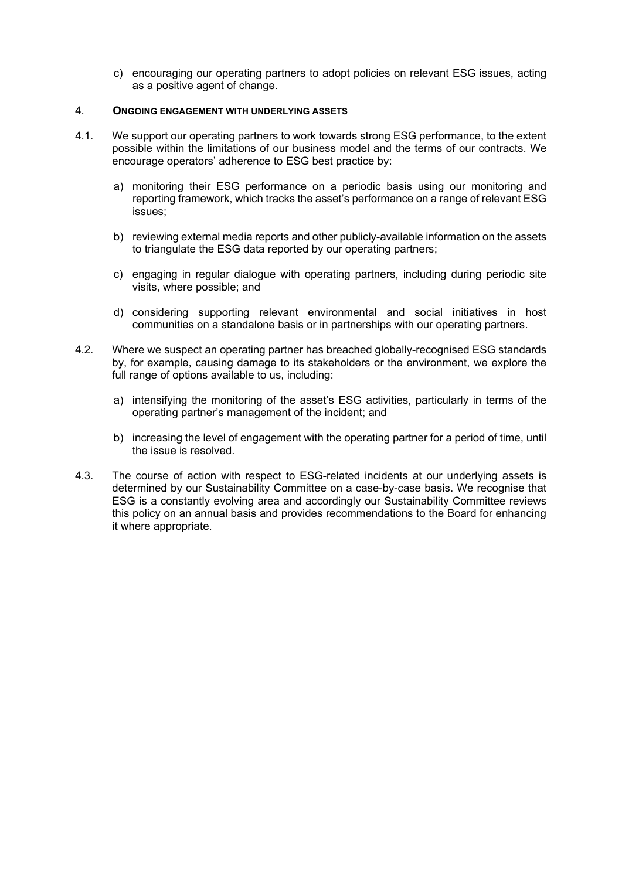c) encouraging our operating partners to adopt policies on relevant ESG issues, acting as a positive agent of change.

## 4. ONGOING ENGAGEMENT WITH UNDERLYING ASSETS

4.1. We support our operating partners to work towards strong ESG performance, to the extent possible within the limitations of our business model and the terms of our contracts. We encourage operators' adherence to ESG best practice by:

a) monitoring their ESG performance on a periodic basis using our monitoring and reporting framework, which tracks the asset's performance on a range of relevant ESG issues;

b) reviewing external media reports and other publicly-available information on the assets to triangulate the ESG data reported by our operating partners;

c) engaging in regular dialogue with operating partners, including during periodic site visits, where possible; and

d) considering supporting relevant environmental and social initiatives in host communities on a standalone basis or in partnerships with our operating partners.

4.2. Where we suspect an operating partner has breached globally-recognised ESG standards by, for example, causing damage to its stakeholders or the environment, we explore the full range of options available to us, including:

a) intensifying the monitoring of the asset's ESG activities, particularly in terms of the operating partner's management of the incident; and

b) increasing the level of engagement with the operating partner for a period of time, until the issue is resolved.

4.3. The course of action with respect to ESG-related incidents at our underlying assets is determined by our Sustainability Committee on a case-by-case basis. We recognise that ESG is a constantly evolving area and accordingly our Sustainability Committee reviews this policy on an annual basis and provides recommendations to the Board for enhancing it where appropriate.